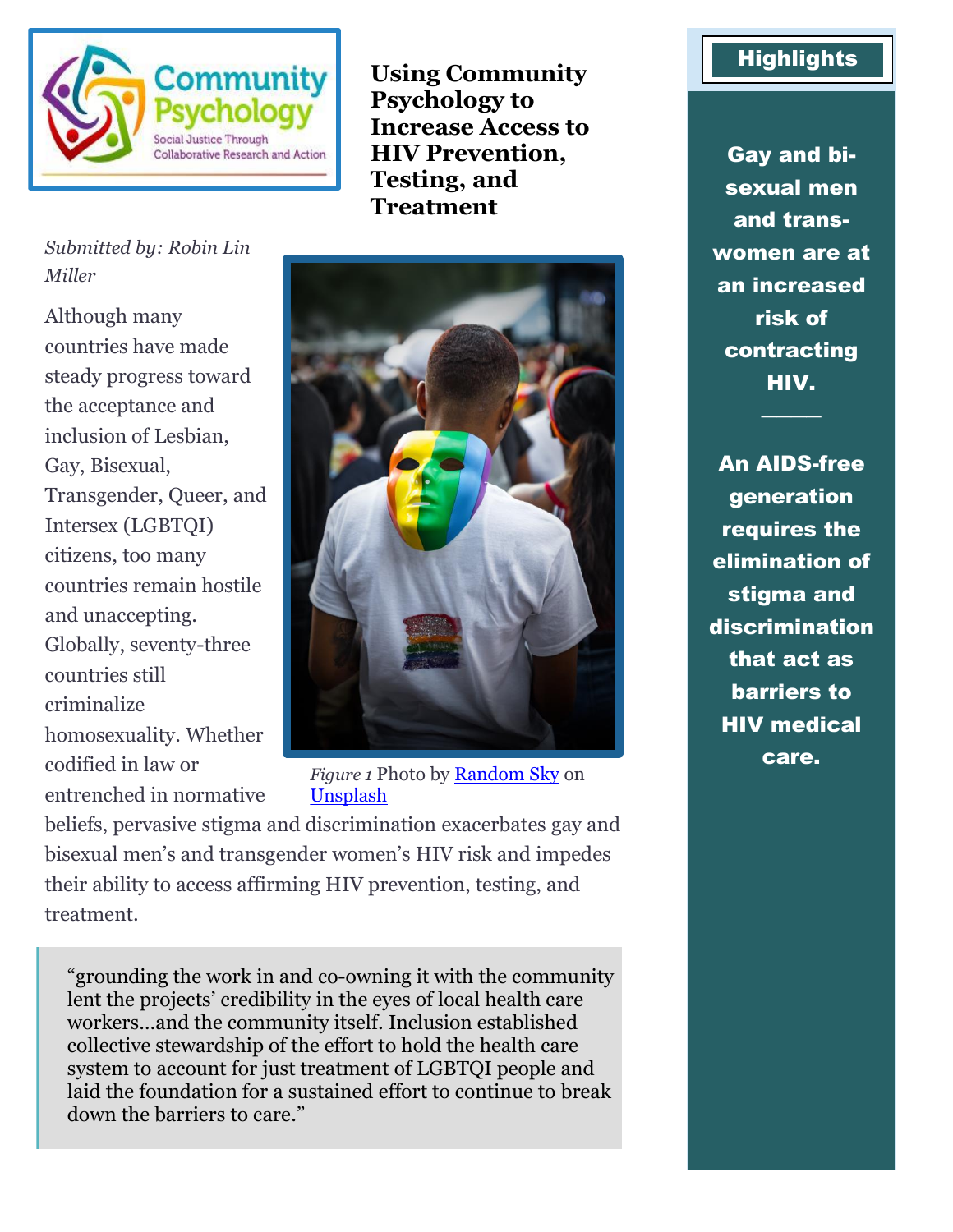# Using Community Psychology to Increase Access to HIV Prevention, Testing, and Treatment

*Submitted by: Robin Lin Miller*

Although many countries have made steady progress toward the acceptance and inclusion of Lesbian, Gay, Bisexual, Transgender, Queer, and Intersex (LGBTQI) citizens, too many countries remain hostile and unaccepting. Globally, seventy-three countries still criminalize homosexuality. Whether codified in law or entrenched in normative beliefs, pervasive stigma and discrimination exacerbates gay and bisexual men's and transgender women's HIV risk and impedes their ability to access affirming HIV prevention, testing, and treatment.

*Figure 1* Photo by Random Sky on Unsplash

> "grounding the work in and co-owning it with the community lent the projects' credibility in the eyes of local health care workers…and the community itself. Inclusion established collective stewardship of the effort to hold the health care system to account for just treatment of LGBTQI people and laid the foundation for a sustained effort to continue to break down the barriers to care."

## Highlights

**Gay and bi-sexual men and trans-women are at an increased risk of contracting HIV.**

**An AIDS-free generation requires the elimination of stigma and discrimination that act as barriers to HIV medical care.**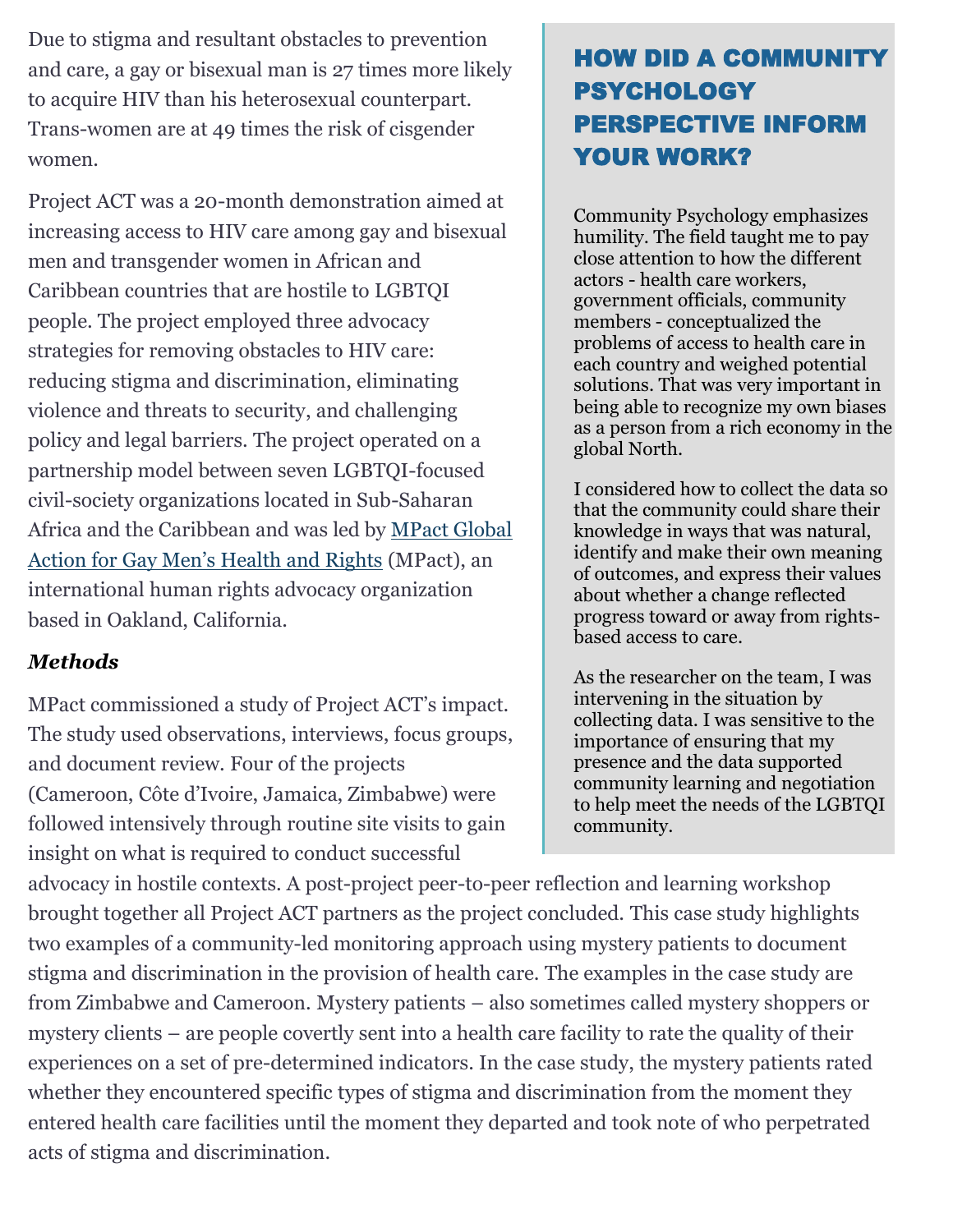Due to stigma and resultant obstacles to prevention and care, a gay or bisexual man is 27 times more likely to acquire HIV than his heterosexual counterpart. Trans-women are at 49 times the risk of cisgender women.

Project ACT was a 20-month demonstration aimed at increasing access to HIV care among gay and bisexual men and transgender women in African and Caribbean countries that are hostile to LGBTQI people. The project employed three advocacy strategies for removing obstacles to HIV care: reducing stigma and discrimination, eliminating violence and threats to security, and challenging policy and legal barriers. The project operated on a partnership model between seven LGBTQI-focused civil-society organizations located in Sub-Saharan Africa and the Caribbean and was led by [MPact Global Action for Gay Men's Health and Rights](#) (MPact), an international human rights advocacy organization based in Oakland, California.

### *Methods*

MPact commissioned a study of Project ACT's impact. The study used observations, interviews, focus groups, and document review. Four of the projects (Cameroon, Côte d'Ivoire, Jamaica, Zimbabwe) were followed intensively through routine site visits to gain insight on what is required to conduct successful advocacy in hostile contexts. A post-project peer-to-peer reflection and learning workshop brought together all Project ACT partners as the project concluded. This case study highlights two examples of a community-led monitoring approach using mystery patients to document stigma and discrimination in the provision of health care. The examples in the case study are from Zimbabwe and Cameroon. Mystery patients – also sometimes called mystery shoppers or mystery clients – are people covertly sent into a health care facility to rate the quality of their experiences on a set of pre-determined indicators. In the case study, the mystery patients rated whether they encountered specific types of stigma and discrimination from the moment they entered health care facilities until the moment they departed and took note of who perpetrated acts of stigma and discrimination.

## HOW DID A COMMUNITY PSYCHOLOGY PERSPECTIVE INFORM YOUR WORK?

Community Psychology emphasizes humility. The field taught me to pay close attention to how the different actors - health care workers, government officials, community members - conceptualized the problems of access to health care in each country and weighed potential solutions. That was very important in being able to recognize my own biases as a person from a rich economy in the global North.

I considered how to collect the data so that the community could share their knowledge in ways that was natural, identify and make their own meaning of outcomes, and express their values about whether a change reflected progress toward or away from rights-based access to care.

As the researcher on the team, I was intervening in the situation by collecting data. I was sensitive to the importance of ensuring that my presence and the data supported community learning and negotiation to help meet the needs of the LGBTQI community.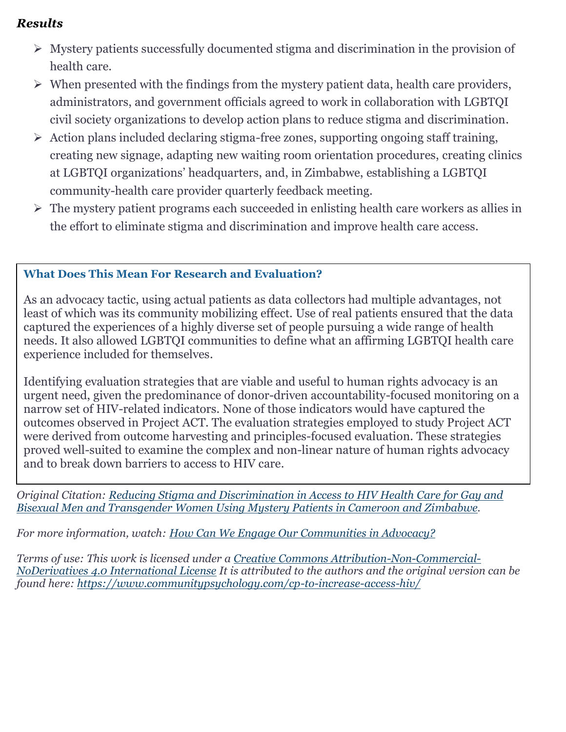### *Results*

- Mystery patients successfully documented stigma and discrimination in the provision of health care.
- When presented with the findings from the mystery patient data, health care providers, administrators, and government officials agreed to work in collaboration with LGBTQI civil society organizations to develop action plans to reduce stigma and discrimination.
- Action plans included declaring stigma-free zones, supporting ongoing staff training, creating new signage, adapting new waiting room orientation procedures, creating clinics at LGBTQI organizations' headquarters, and, in Zimbabwe, establishing a LGBTQI community-health care provider quarterly feedback meeting.
- The mystery patient programs each succeeded in enlisting health care workers as allies in the effort to eliminate stigma and discrimination and improve health care access.

**What Does This Mean For Research and Evaluation?**

As an advocacy tactic, using actual patients as data collectors had multiple advantages, not least of which was its community mobilizing effect. Use of real patients ensured that the data captured the experiences of a highly diverse set of people pursuing a wide range of health needs. It also allowed LGBTQI communities to define what an affirming LGBTQI health care experience included for themselves.

Identifying evaluation strategies that are viable and useful to human rights advocacy is an urgent need, given the predominance of donor-driven accountability-focused monitoring on a narrow set of HIV-related indicators. None of those indicators would have captured the outcomes observed in Project ACT. The evaluation strategies employed to study Project ACT were derived from outcome harvesting and principles-focused evaluation. These strategies proved well-suited to examine the complex and non-linear nature of human rights advocacy and to break down barriers to access to HIV care.

*Original Citation: Reducing Stigma and Discrimination in Access to HIV Health Care for Gay and Bisexual Men and Transgender Women Using Mystery Patients in Cameroon and Zimbabwe.*

*For more information, watch: How Can We Engage Our Communities in Advocacy?*

*Terms of use: This work is licensed under a Creative Commons Attribution-Non-Commercial-NoDerivatives 4.0 International License It is attributed to the authors and the original version can be found here: https://www.communitypsychology.com/cp-to-increase-access-hiv/*